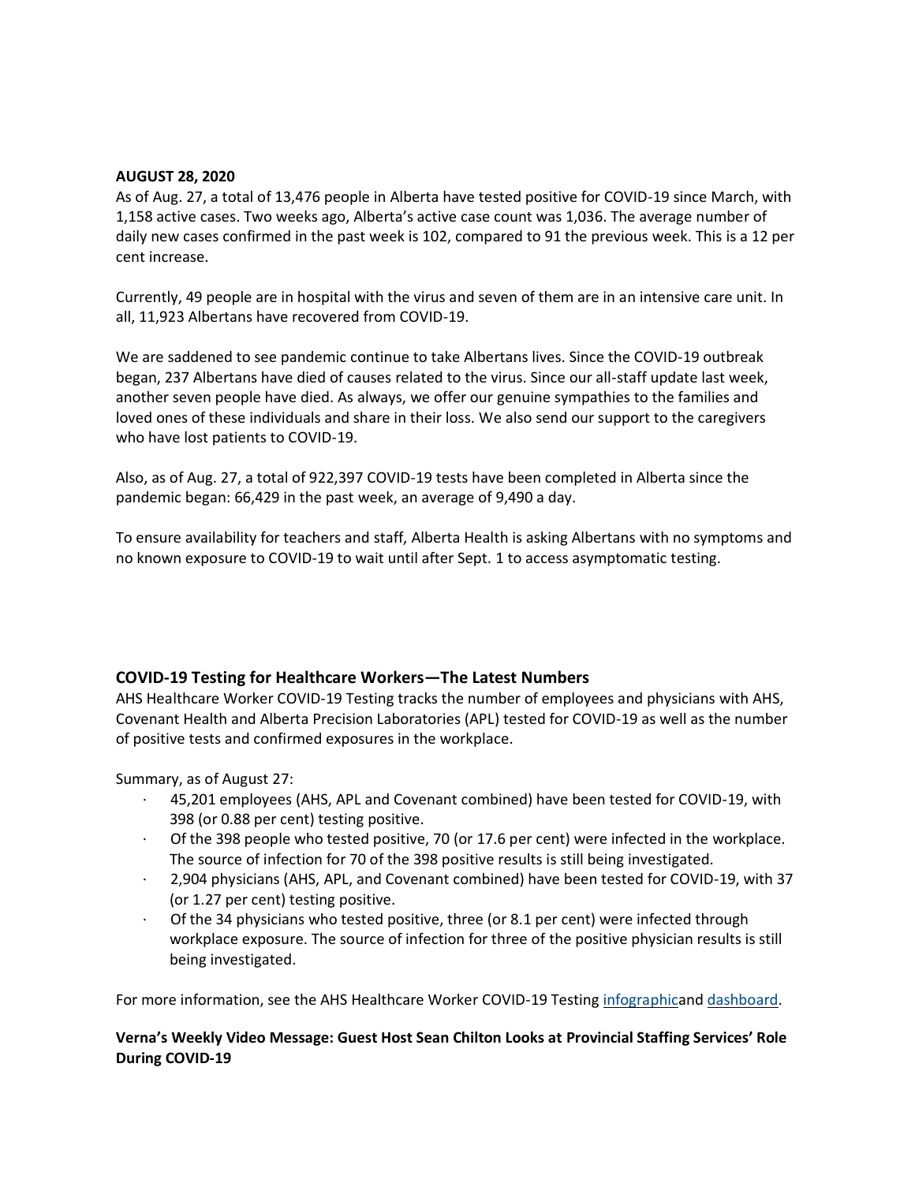**AUGUST 28, 2020**

As of Aug. 27, a total of 13,476 people in Alberta have tested positive for COVID-19 since March, with 1,158 active cases. Two weeks ago, Alberta's active case count was 1,036. The average number of daily new cases confirmed in the past week is 102, compared to 91 the previous week. This is a 12 per cent increase.

Currently, 49 people are in hospital with the virus and seven of them are in an intensive care unit. In all, 11,923 Albertans have recovered from COVID-19.

We are saddened to see pandemic continue to take Albertans lives. Since the COVID-19 outbreak began, 237 Albertans have died of causes related to the virus. Since our all-staff update last week, another seven people have died. As always, we offer our genuine sympathies to the families and loved ones of these individuals and share in their loss. We also send our support to the caregivers who have lost patients to COVID-19.

Also, as of Aug. 27, a total of 922,397 COVID-19 tests have been completed in Alberta since the pandemic began: 66,429 in the past week, an average of 9,490 a day.

To ensure availability for teachers and staff, Alberta Health is asking Albertans with no symptoms and no known exposure to COVID-19 to wait until after Sept. 1 to access asymptomatic testing.

## COVID-19 Testing for Healthcare Workers—The Latest Numbers

AHS Healthcare Worker COVID-19 Testing tracks the number of employees and physicians with AHS, Covenant Health and Alberta Precision Laboratories (APL) tested for COVID-19 as well as the number of positive tests and confirmed exposures in the workplace.

Summary, as of August 27:

- 45,201 employees (AHS, APL and Covenant combined) have been tested for COVID-19, with 398 (or 0.88 per cent) testing positive.
- Of the 398 people who tested positive, 70 (or 17.6 per cent) were infected in the workplace. The source of infection for 70 of the 398 positive results is still being investigated.
- 2,904 physicians (AHS, APL, and Covenant combined) have been tested for COVID-19, with 37 (or 1.27 per cent) testing positive.
- Of the 34 physicians who tested positive, three (or 8.1 per cent) were infected through workplace exposure. The source of infection for three of the positive physician results is still being investigated.

For more information, see the AHS Healthcare Worker COVID-19 Testing infographicand dashboard.

**Verna's Weekly Video Message: Guest Host Sean Chilton Looks at Provincial Staffing Services' Role During COVID-19**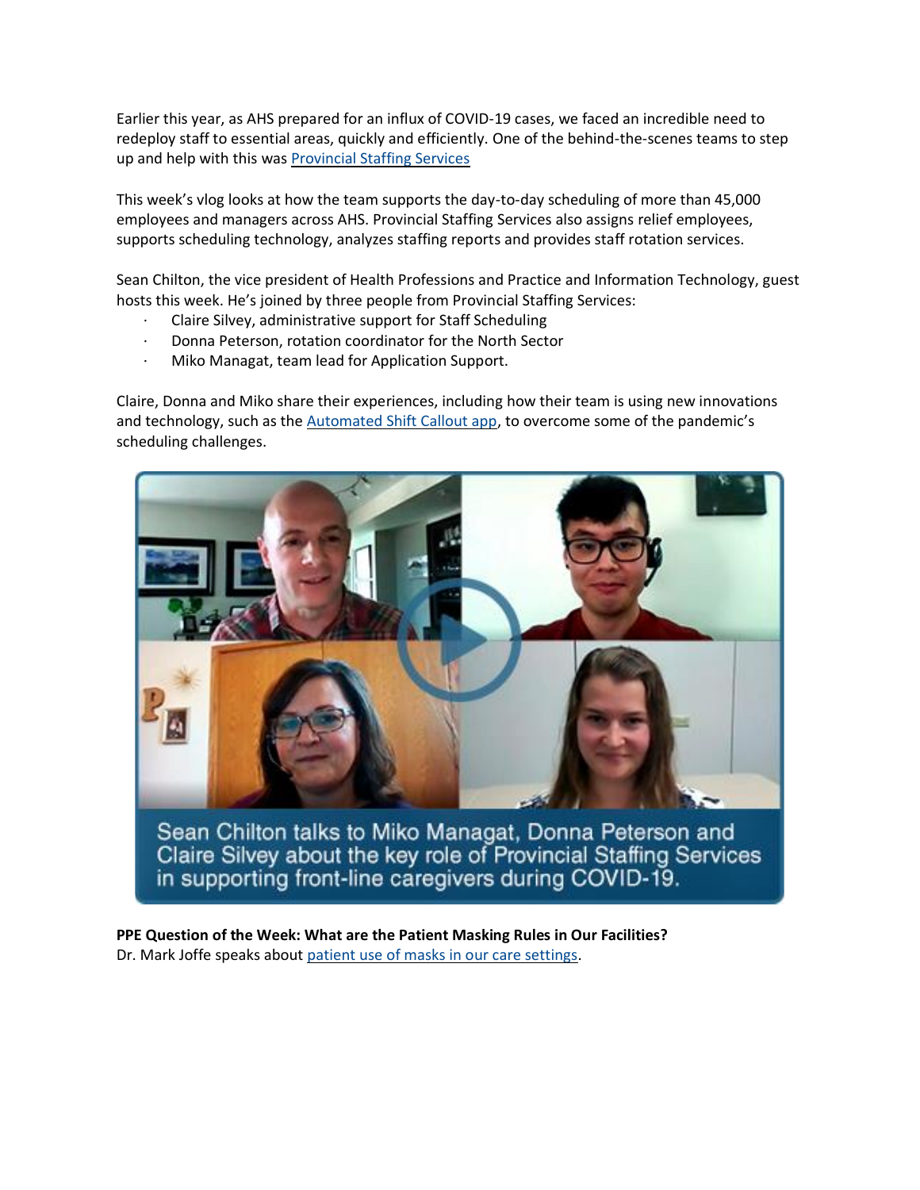Earlier this year, as AHS prepared for an influx of COVID-19 cases, we faced an incredible need to redeploy staff to essential areas, quickly and efficiently. One of the behind-the-scenes teams to step up and help with this was Provincial Staffing Services

This week's vlog looks at how the team supports the day-to-day scheduling of more than 45,000 employees and managers across AHS. Provincial Staffing Services also assigns relief employees, supports scheduling technology, analyzes staffing reports and provides staff rotation services.

Sean Chilton, the vice president of Health Professions and Practice and Information Technology, guest hosts this week. He's joined by three people from Provincial Staffing Services:

- Claire Silvey, administrative support for Staff Scheduling
- Donna Peterson, rotation coordinator for the North Sector
- Miko Managat, team lead for Application Support.

Claire, Donna and Miko share their experiences, including how their team is using new innovations and technology, such as the Automated Shift Callout app, to overcome some of the pandemic's scheduling challenges.

Sean Chilton talks to Miko Managat, Donna Peterson and Claire Silvey about the key role of Provincial Staffing Services in supporting front-line caregivers during COVID-19.

**PPE Question of the Week: What are the Patient Masking Rules in Our Facilities?**
Dr. Mark Joffe speaks about patient use of masks in our care settings.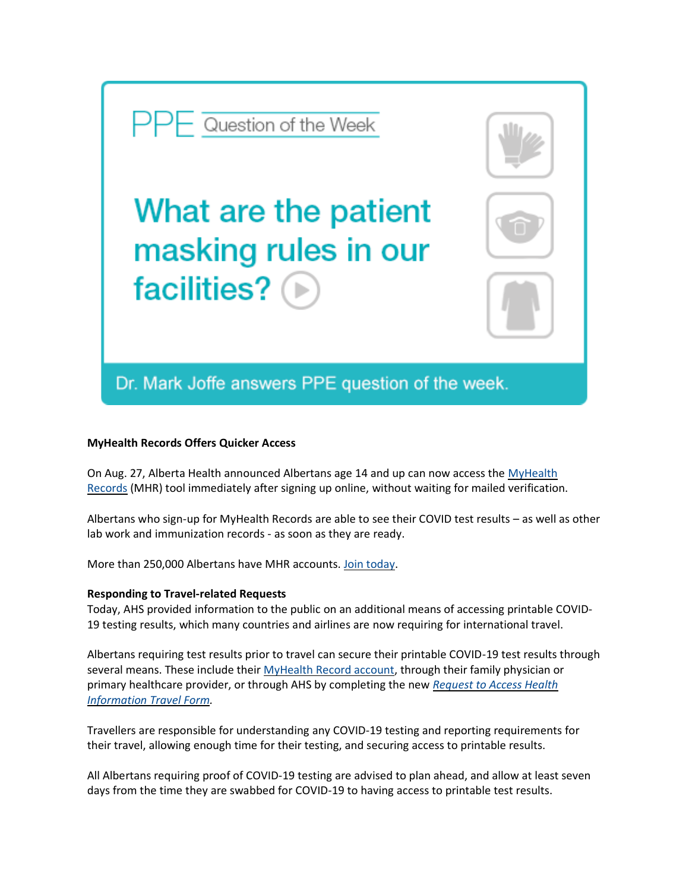PPE Question of the Week

What are the patient masking rules in our facilities?

Dr. Mark Joffe answers PPE question of the week.

**MyHealth Records Offers Quicker Access**

On Aug. 27, Alberta Health announced Albertans age 14 and up can now access the MyHealth Records (MHR) tool immediately after signing up online, without waiting for mailed verification.

Albertans who sign-up for MyHealth Records are able to see their COVID test results – as well as other lab work and immunization records - as soon as they are ready.

More than 250,000 Albertans have MHR accounts. Join today.

**Responding to Travel-related Requests**

Today, AHS provided information to the public on an additional means of accessing printable COVID-19 testing results, which many countries and airlines are now requiring for international travel.

Albertans requiring test results prior to travel can secure their printable COVID-19 test results through several means. These include their MyHealth Record account, through their family physician or primary healthcare provider, or through AHS by completing the new *Request to Access Health Information Travel Form*.

Travellers are responsible for understanding any COVID-19 testing and reporting requirements for their travel, allowing enough time for their testing, and securing access to printable results.

All Albertans requiring proof of COVID-19 testing are advised to plan ahead, and allow at least seven days from the time they are swabbed for COVID-19 to having access to printable test results.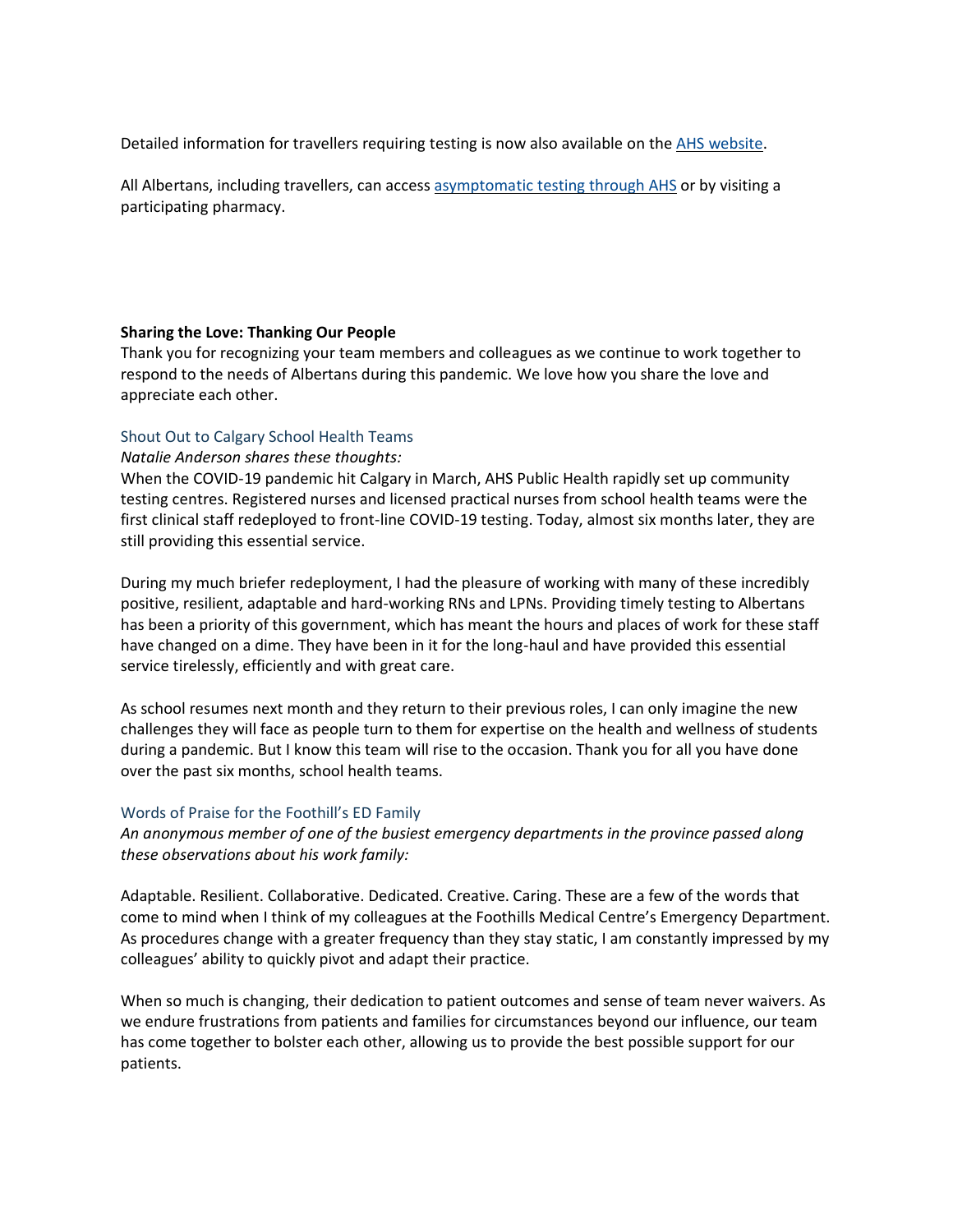Detailed information for travellers requiring testing is now also available on the [AHS website](#).

All Albertans, including travellers, can access [asymptomatic testing through AHS](#) or by visiting a participating pharmacy.

**Sharing the Love: Thanking Our People**

Thank you for recognizing your team members and colleagues as we continue to work together to respond to the needs of Albertans during this pandemic. We love how you share the love and appreciate each other.

### Shout Out to Calgary School Health Teams

*Natalie Anderson shares these thoughts:*

When the COVID-19 pandemic hit Calgary in March, AHS Public Health rapidly set up community testing centres. Registered nurses and licensed practical nurses from school health teams were the first clinical staff redeployed to front-line COVID-19 testing. Today, almost six months later, they are still providing this essential service.

During my much briefer redeployment, I had the pleasure of working with many of these incredibly positive, resilient, adaptable and hard-working RNs and LPNs. Providing timely testing to Albertans has been a priority of this government, which has meant the hours and places of work for these staff have changed on a dime. They have been in it for the long-haul and have provided this essential service tirelessly, efficiently and with great care.

As school resumes next month and they return to their previous roles, I can only imagine the new challenges they will face as people turn to them for expertise on the health and wellness of students during a pandemic. But I know this team will rise to the occasion. Thank you for all you have done over the past six months, school health teams.

### Words of Praise for the Foothill's ED Family

*An anonymous member of one of the busiest emergency departments in the province passed along these observations about his work family:*

Adaptable. Resilient. Collaborative. Dedicated. Creative. Caring. These are a few of the words that come to mind when I think of my colleagues at the Foothills Medical Centre's Emergency Department. As procedures change with a greater frequency than they stay static, I am constantly impressed by my colleagues' ability to quickly pivot and adapt their practice.

When so much is changing, their dedication to patient outcomes and sense of team never waivers. As we endure frustrations from patients and families for circumstances beyond our influence, our team has come together to bolster each other, allowing us to provide the best possible support for our patients.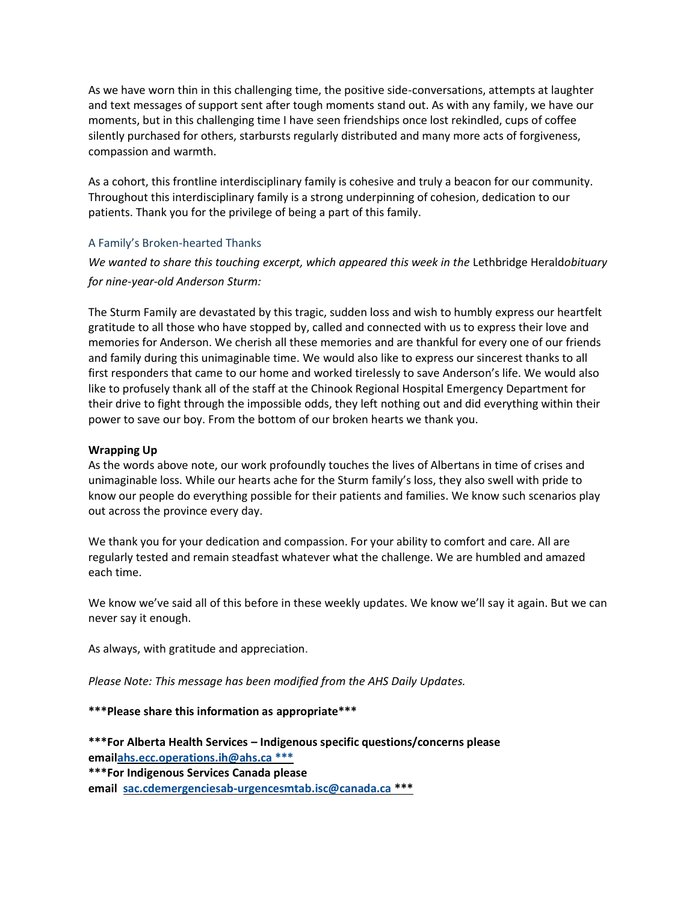As we have worn thin in this challenging time, the positive side-conversations, attempts at laughter and text messages of support sent after tough moments stand out. As with any family, we have our moments, but in this challenging time I have seen friendships once lost rekindled, cups of coffee silently purchased for others, starbursts regularly distributed and many more acts of forgiveness, compassion and warmth.

As a cohort, this frontline interdisciplinary family is cohesive and truly a beacon for our community. Throughout this interdisciplinary family is a strong underpinning of cohesion, dedication to our patients. Thank you for the privilege of being a part of this family.

### A Family's Broken-hearted Thanks

*We wanted to share this touching excerpt, which appeared this week in the* Lethbridge Herald*obituary for nine-year-old Anderson Sturm:*

The Sturm Family are devastated by this tragic, sudden loss and wish to humbly express our heartfelt gratitude to all those who have stopped by, called and connected with us to express their love and memories for Anderson. We cherish all these memories and are thankful for every one of our friends and family during this unimaginable time. We would also like to express our sincerest thanks to all first responders that came to our home and worked tirelessly to save Anderson's life. We would also like to profusely thank all of the staff at the Chinook Regional Hospital Emergency Department for their drive to fight through the impossible odds, they left nothing out and did everything within their power to save our boy. From the bottom of our broken hearts we thank you.

**Wrapping Up**

As the words above note, our work profoundly touches the lives of Albertans in time of crises and unimaginable loss. While our hearts ache for the Sturm family's loss, they also swell with pride to know our people do everything possible for their patients and families. We know such scenarios play out across the province every day.

We thank you for your dedication and compassion. For your ability to comfort and care. All are regularly tested and remain steadfast whatever what the challenge. We are humbled and amazed each time.

We know we've said all of this before in these weekly updates. We know we'll say it again. But we can never say it enough.

As always, with gratitude and appreciation.

*Please Note: This message has been modified from the AHS Daily Updates.*

**\*\*\*Please share this information as appropriate\*\*\***

**\*\*\*For Alberta Health Services – Indigenous specific questions/concerns please emailahs.ecc.operations.ih@ahs.ca \*\*\***
**\*\*\*For Indigenous Services Canada please email sac.cdemergenciesab-urgencesmtab.isc@canada.ca \*\*\***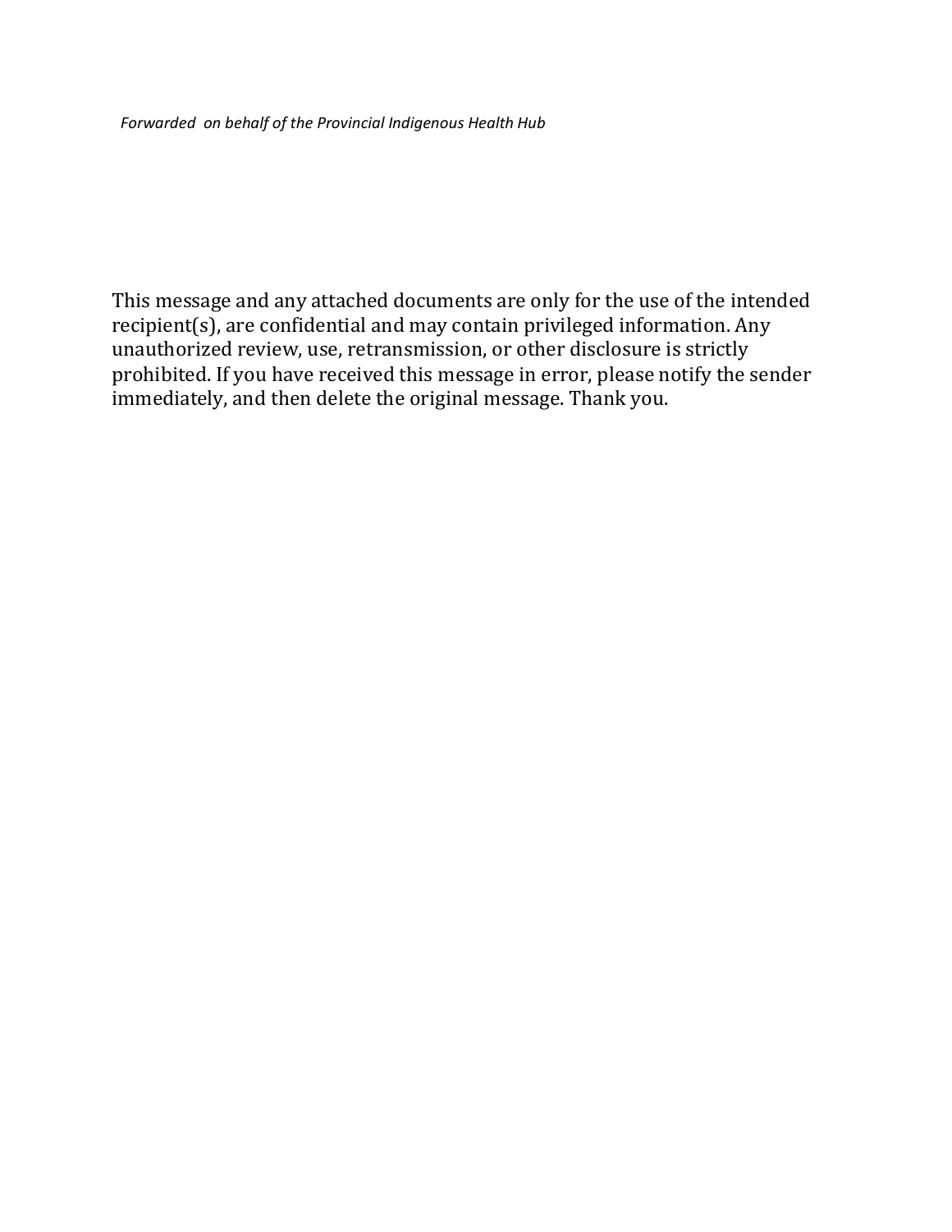*Forwarded on behalf of the Provincial Indigenous Health Hub*

This message and any attached documents are only for the use of the intended recipient(s), are confidential and may contain privileged information. Any unauthorized review, use, retransmission, or other disclosure is strictly prohibited. If you have received this message in error, please notify the sender immediately, and then delete the original message. Thank you.